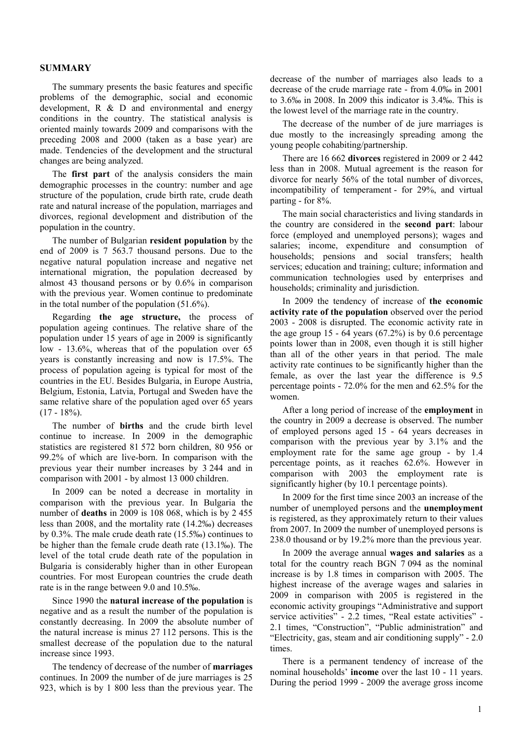## SUMMARY

The summary presents the basic features and specific problems of the demographic, social and economic development, R & D and environmental and energy conditions in the country. The statistical analysis is oriented mainly towards 2009 and comparisons with the preceding 2008 and 2000 (taken as a base year) are made. Tendencies of the development and the structural changes are being analyzed.

The **first part** of the analysis considers the main demographic processes in the country: number and age structure of the population, crude birth rate, crude death rate and natural increase of the population, marriages and divorces, regional development and distribution of the population in the country.

The number of Bulgarian **resident population** by the end of 2009 is 7 563.7 thousand persons. Due to the negative natural population increase and negative net international migration, the population decreased by almost 43 thousand persons or by 0.6% in comparison with the previous year. Women continue to predominate in the total number of the population (51.6%).

Regarding **the age structure,** the process of population ageing continues. The relative share of the population under 15 years of age in 2009 is significantly low - 13.6%, whereas that of the population over 65 years is constantly increasing and now is 17.5%. The process of population ageing is typical for most of the countries in the EU. Besides Bulgaria, in Europe Austria, Belgium, Estonia, Latvia, Portugal and Sweden have the same relative share of the population aged over 65 years (17 - 18%).

The number of **births** and the crude birth level continue to increase. In 2009 in the demographic statistics are registered 81 572 born children, 80 956 or 99.2% of which are live-born. In comparison with the previous year their number increases by 3 244 and in comparison with 2001 - by almost 13 000 children.

In 2009 can be noted a decrease in mortality in comparison with the previous year. In Bulgaria the number of **deaths** in 2009 is 108 068, which is by 2 455 less than 2008, and the mortality rate (14.2‰) decreases by 0.3%. The male crude death rate (15.5‰) continues to be higher than the female crude death rate (13.1‰). The level of the total crude death rate of the population in Bulgaria is considerably higher than in other European countries. For most European countries the crude death rate is in the range between 9.0 and 10.5‰.

Since 1990 the **natural increase of the population** is negative and as a result the number of the population is constantly decreasing. In 2009 the absolute number of the natural increase is minus 27 112 persons. This is the smallest decrease of the population due to the natural increase since 1993.

The tendency of decrease of the number of **marriages** continues. In 2009 the number of de jure marriages is 25 923, which is by 1 800 less than the previous year. The decrease of the number of marriages also leads to a decrease of the crude marriage rate - from 4.0‰ in 2001 to 3.6‰ in 2008. In 2009 this indicator is 3.4‰. This is the lowest level of the marriage rate in the country.

The decrease of the number of de jure marriages is due mostly to the increasingly spreading among the young people cohabiting/partnership.

There are 16 662 **divorces** registered in 2009 or 2 442 less than in 2008. Mutual agreement is the reason for divorce for nearly 56% of the total number of divorces, incompatibility of temperament - for 29%, and virtual parting - for 8%.

The main social characteristics and living standards in the country are considered in the **second part**: labour force (employed and unemployed persons); wages and salaries; income, expenditure and consumption of households; pensions and social transfers; health services; education and training; culture; information and communication technologies used by enterprises and households; criminality and jurisdiction.

In 2009 the tendency of increase of **the economic activity rate of the population** observed over the period 2003 - 2008 is disrupted. The economic activity rate in the age group 15 - 64 years (67.2%) is by 0.6 percentage points lower than in 2008, even though it is still higher than all of the other years in that period. The male activity rate continues to be significantly higher than the female, as over the last year the difference is 9.5 percentage points - 72.0% for the men and 62.5% for the women.

After a long period of increase of the **employment** in the country in 2009 a decrease is observed. The number of employed persons aged 15 - 64 years decreases in comparison with the previous year by 3.1% and the employment rate for the same age group - by 1.4 percentage points, as it reaches 62.6%. However in comparison with 2003 the employment rate is significantly higher (by 10.1 percentage points).

In 2009 for the first time since 2003 an increase of the number of unemployed persons and the **unemployment** is registered, as they approximately return to their values from 2007. In 2009 the number of unemployed persons is 238.0 thousand or by 19.2% more than the previous year.

In 2009 the average annual **wages and salaries** as a total for the country reach BGN 7 094 as the nominal increase is by 1.8 times in comparison with 2005. The highest increase of the average wages and salaries in 2009 in comparison with 2005 is registered in the economic activity groupings "Administrative and support service activities" - 2.2 times, "Real estate activities" - 2.1 times, "Construction", "Public administration" and "Electricity, gas, steam and air conditioning supply" - 2.0 times.

There is a permanent tendency of increase of the nominal households' **income** over the last 10 - 11 years. During the period 1999 - 2009 the average gross income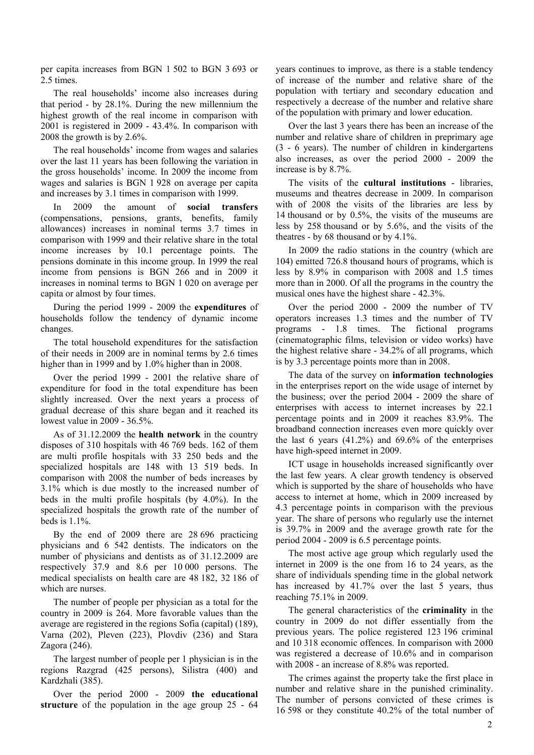per capita increases from BGN 1 502 to BGN 3 693 or 2.5 times.

The real households' income also increases during that period - by 28.1%. During the new millennium the highest growth of the real income in comparison with 2001 is registered in 2009 - 43.4%. In comparison with 2008 the growth is by 2.6%.

The real households' income from wages and salaries over the last 11 years has been following the variation in the gross households' income. In 2009 the income from wages and salaries is BGN 1 928 on average per capita and increases by 3.1 times in comparison with 1999.

In 2009 the amount of **social transfers** (compensations, pensions, grants, benefits, family allowances) increases in nominal terms 3.7 times in comparison with 1999 and their relative share in the total income increases by 10.1 percentage points. The pensions dominate in this income group. In 1999 the real income from pensions is BGN 266 and in 2009 it increases in nominal terms to BGN 1 020 on average per capita or almost by four times.

During the period 1999 - 2009 the **expenditures** of households follow the tendency of dynamic income changes.

The total household expenditures for the satisfaction of their needs in 2009 are in nominal terms by 2.6 times higher than in 1999 and by 1.0% higher than in 2008.

Over the period 1999 - 2001 the relative share of expenditure for food in the total expenditure has been slightly increased. Over the next years a process of gradual decrease of this share began and it reached its lowest value in 2009 - 36.5%.

As of 31.12.2009 the **health network** in the country disposes of 310 hospitals with 46 769 beds. 162 of them are multi profile hospitals with 33 250 beds and the specialized hospitals are 148 with 13 519 beds. In comparison with 2008 the number of beds increases by 3.1% which is due mostly to the increased number of beds in the multi profile hospitals (by 4.0%). In the specialized hospitals the growth rate of the number of beds is 1.1%.

By the end of 2009 there are 28 696 practicing physicians and 6 542 dentists. The indicators on the number of physicians and dentists as of 31.12.2009 are respectively 37.9 and 8.6 per 10 000 persons. The medical specialists on health care are 48 182, 32 186 of which are nurses.

The number of people per physician as a total for the country in 2009 is 264. More favorable values than the average are registered in the regions Sofia (capital) (189), Varna (202), Pleven (223), Plovdiv (236) and Stara Zagora (246).

The largest number of people per 1 physician is in the regions Razgrad (425 persons), Silistra (400) and Kardzhali (385).

Over the period 2000 - 2009 **the educational structure** of the population in the age group 25 - 64 years continues to improve, as there is a stable tendency of increase of the number and relative share of the population with tertiary and secondary education and respectively a decrease of the number and relative share of the population with primary and lower education.

Over the last 3 years there has been an increase of the number and relative share of children in preprimary age (3 - 6 years). The number of children in kindergartens also increases, as over the period 2000 - 2009 the increase is by 8.7%.

The visits of the **cultural institutions** - libraries, museums and theatres decrease in 2009. In comparison with of 2008 the visits of the libraries are less by 14 thousand or by 0.5%, the visits of the museums are less by 258 thousand or by 5.6%, and the visits of the theatres - by 68 thousand or by 4.1%.

In 2009 the radio stations in the country (which are 104) emitted 726.8 thousand hours of programs, which is less by 8.9% in comparison with 2008 and 1.5 times more than in 2000. Of all the programs in the country the musical ones have the highest share - 42.3%.

Over the period 2000 - 2009 the number of TV operators increases 1.3 times and the number of TV programs - 1.8 times. The fictional programs (cinematographic films, television or video works) have the highest relative share - 34.2% of all programs, which is by 3.3 percentage points more than in 2008.

The data of the survey on **information technologies** in the enterprises report on the wide usage of internet by the business; over the period 2004 - 2009 the share of enterprises with access to internet increases by 22.1 percentage points and in 2009 it reaches 83.9%. The broadband connection increases even more quickly over the last 6 years (41.2%) and 69.6% of the enterprises have high-speed internet in 2009.

ICT usage in households increased significantly over the last few years. A clear growth tendency is observed which is supported by the share of households who have access to internet at home, which in 2009 increased by 4.3 percentage points in comparison with the previous year. The share of persons who regularly use the internet is 39.7% in 2009 and the average growth rate for the period 2004 - 2009 is 6.5 percentage points.

The most active age group which regularly used the internet in 2009 is the one from 16 to 24 years, as the share of individuals spending time in the global network has increased by 41.7% over the last 5 years, thus reaching 75.1% in 2009.

The general characteristics of the **criminality** in the country in 2009 do not differ essentially from the previous years. The police registered 123 196 criminal and 10 318 economic offences. In comparison with 2000 was registered a decrease of 10.6% and in comparison with 2008 - an increase of 8.8% was reported.

The crimes against the property take the first place in number and relative share in the punished criminality. The number of persons convicted of these crimes is 16 598 or they constitute 40.2% of the total number of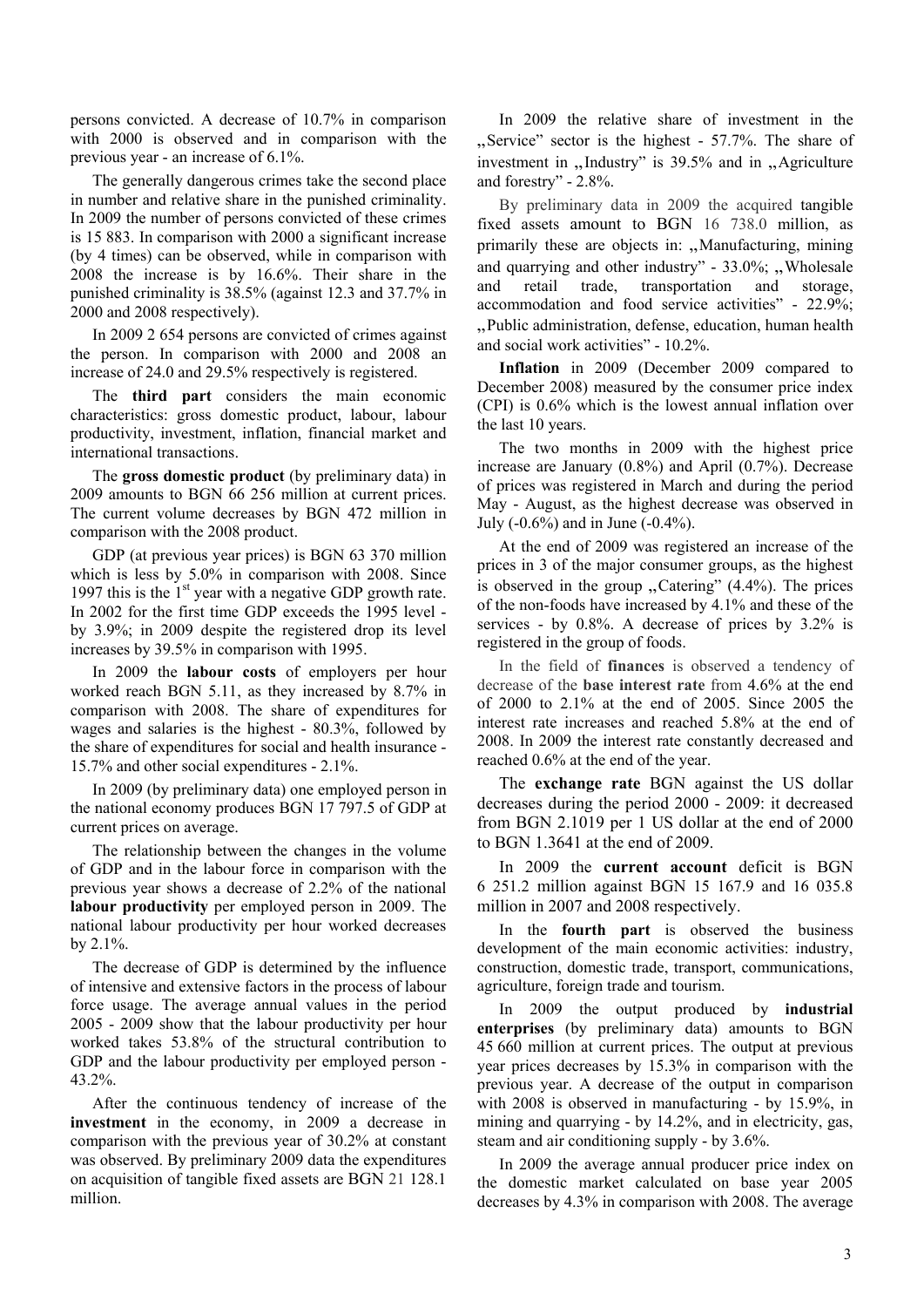persons convicted. A decrease of 10.7% in comparison with 2000 is observed and in comparison with the previous year - an increase of 6.1%.

The generally dangerous crimes take the second place in number and relative share in the punished criminality. In 2009 the number of persons convicted of these crimes is 15 883. In comparison with 2000 a significant increase (by 4 times) can be observed, while in comparison with 2008 the increase is by 16.6%. Their share in the punished criminality is 38.5% (against 12.3 and 37.7% in 2000 and 2008 respectively).

In 2009 2 654 persons are convicted of crimes against the person. In comparison with 2000 and 2008 an increase of 24.0 and 29.5% respectively is registered.

The **third part** considers the main economic characteristics: gross domestic product, labour, labour productivity, investment, inflation, financial market and international transactions.

The **gross domestic product** (by preliminary data) in 2009 amounts to BGN 66 256 million at current prices. The current volume decreases by BGN 472 million in comparison with the 2008 product.

GDP (at previous year prices) is BGN 63 370 million which is less by 5.0% in comparison with 2008. Since 1997 this is the 1st year with a negative GDP growth rate. In 2002 for the first time GDP exceeds the 1995 level - by 3.9%; in 2009 despite the registered drop its level increases by 39.5% in comparison with 1995.

In 2009 the **labour costs** of employers per hour worked reach BGN 5.11, as they increased by 8.7% in comparison with 2008. The share of expenditures for wages and salaries is the highest - 80.3%, followed by the share of expenditures for social and health insurance - 15.7% and other social expenditures - 2.1%.

In 2009 (by preliminary data) one employed person in the national economy produces BGN 17 797.5 of GDP at current prices on average.

The relationship between the changes in the volume of GDP and in the labour force in comparison with the previous year shows a decrease of 2.2% of the national **labour productivity** per employed person in 2009. The national labour productivity per hour worked decreases by 2.1%.

The decrease of GDP is determined by the influence of intensive and extensive factors in the process of labour force usage. The average annual values in the period 2005 - 2009 show that the labour productivity per hour worked takes 53.8% of the structural contribution to GDP and the labour productivity per employed person - 43.2%.

After the continuous tendency of increase of the **investment** in the economy, in 2009 a decrease in comparison with the previous year of 30.2% at constant was observed. By preliminary 2009 data the expenditures on acquisition of tangible fixed assets are BGN 21 128.1 million.

In 2009 the relative share of investment in the „Service" sector is the highest - 57.7%. The share of investment in „Industry" is 39.5% and in „Agriculture and forestry" - 2.8%.

By preliminary data in 2009 the acquired tangible fixed assets amount to BGN 16 738.0 million, as primarily these are objects in: „Manufacturing, mining and quarrying and other industry" - 33.0%; „Wholesale and retail trade, transportation and storage, accommodation and food service activities" - 22.9%; „Public administration, defense, education, human health and social work activities" - 10.2%.

**Inflation** in 2009 (December 2009 compared to December 2008) measured by the consumer price index (CPI) is 0.6% which is the lowest annual inflation over the last 10 years.

The two months in 2009 with the highest price increase are January (0.8%) and April (0.7%). Decrease of prices was registered in March and during the period May - August, as the highest decrease was observed in July (-0.6%) and in June (-0.4%).

At the end of 2009 was registered an increase of the prices in 3 of the major consumer groups, as the highest is observed in the group „Catering" (4.4%). The prices of the non-foods have increased by 4.1% and these of the services - by 0.8%. A decrease of prices by 3.2% is registered in the group of foods.

In the field of **finances** is observed a tendency of decrease of the **base interest rate** from 4.6% at the end of 2000 to 2.1% at the end of 2005. Since 2005 the interest rate increases and reached 5.8% at the end of 2008. In 2009 the interest rate constantly decreased and reached 0.6% at the end of the year.

The **exchange rate** BGN against the US dollar decreases during the period 2000 - 2009: it decreased from BGN 2.1019 per 1 US dollar at the end of 2000 to BGN 1.3641 at the end of 2009.

In 2009 the **current account** deficit is BGN 6 251.2 million against BGN 15 167.9 and 16 035.8 million in 2007 and 2008 respectively.

In the **fourth part** is observed the business development of the main economic activities: industry, construction, domestic trade, transport, communications, agriculture, foreign trade and tourism.

In 2009 the output produced by **industrial enterprises** (by preliminary data) amounts to BGN 45 660 million at current prices. The output at previous year prices decreases by 15.3% in comparison with the previous year. A decrease of the output in comparison with 2008 is observed in manufacturing - by 15.9%, in mining and quarrying - by 14.2%, and in electricity, gas, steam and air conditioning supply - by 3.6%.

In 2009 the average annual producer price index on the domestic market calculated on base year 2005 decreases by 4.3% in comparison with 2008. The average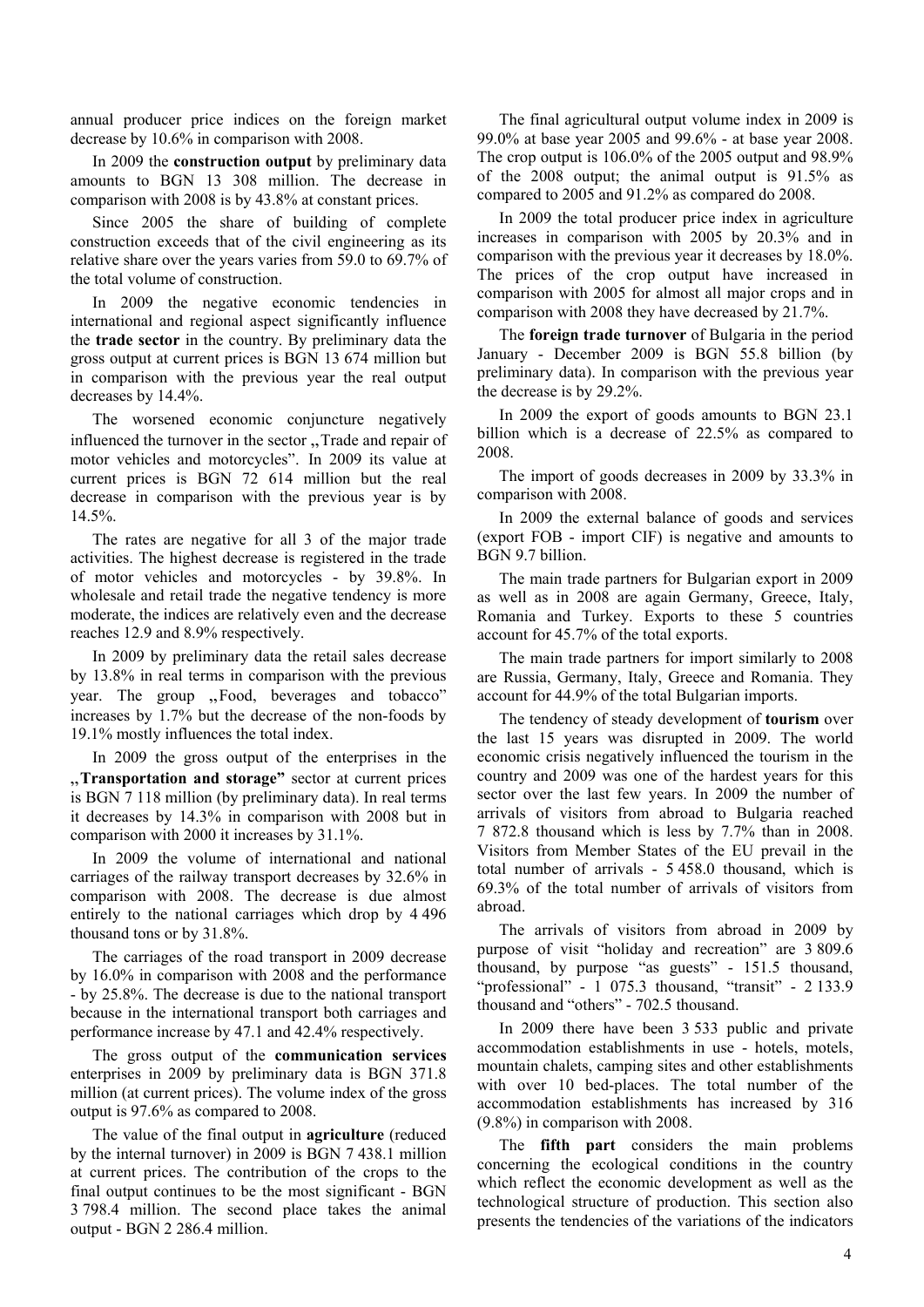annual producer price indices on the foreign market decrease by 10.6% in comparison with 2008.

In 2009 the **construction output** by preliminary data amounts to BGN 13 308 million. The decrease in comparison with 2008 is by 43.8% at constant prices.

Since 2005 the share of building of complete construction exceeds that of the civil engineering as its relative share over the years varies from 59.0 to 69.7% of the total volume of construction.

In 2009 the negative economic tendencies in international and regional aspect significantly influence the **trade sector** in the country. By preliminary data the gross output at current prices is BGN 13 674 million but in comparison with the previous year the real output decreases by 14.4%.

The worsened economic conjuncture negatively influenced the turnover in the sector „Trade and repair of motor vehicles and motorcycles". In 2009 its value at current prices is BGN 72 614 million but the real decrease in comparison with the previous year is by 14.5%.

The rates are negative for all 3 of the major trade activities. The highest decrease is registered in the trade of motor vehicles and motorcycles - by 39.8%. In wholesale and retail trade the negative tendency is more moderate, the indices are relatively even and the decrease reaches 12.9 and 8.9% respectively.

In 2009 by preliminary data the retail sales decrease by 13.8% in real terms in comparison with the previous year. The group „Food, beverages and tobacco" increases by 1.7% but the decrease of the non-foods by 19.1% mostly influences the total index.

In 2009 the gross output of the enterprises in the **„Transportation and storage"** sector at current prices is BGN 7 118 million (by preliminary data). In real terms it decreases by 14.3% in comparison with 2008 but in comparison with 2000 it increases by 31.1%.

In 2009 the volume of international and national carriages of the railway transport decreases by 32.6% in comparison with 2008. The decrease is due almost entirely to the national carriages which drop by 4 496 thousand tons or by 31.8%.

The carriages of the road transport in 2009 decrease by 16.0% in comparison with 2008 and the performance - by 25.8%. The decrease is due to the national transport because in the international transport both carriages and performance increase by 47.1 and 42.4% respectively.

The gross output of the **communication services** enterprises in 2009 by preliminary data is BGN 371.8 million (at current prices). The volume index of the gross output is 97.6% as compared to 2008.

The value of the final output in **agriculture** (reduced by the internal turnover) in 2009 is BGN 7 438.1 million at current prices. The contribution of the crops to the final output continues to be the most significant - BGN 3 798.4 million. The second place takes the animal output - BGN 2 286.4 million.

The final agricultural output volume index in 2009 is 99.0% at base year 2005 and 99.6% - at base year 2008. The crop output is 106.0% of the 2005 output and 98.9% of the 2008 output; the animal output is 91.5% as compared to 2005 and 91.2% as compared do 2008.

In 2009 the total producer price index in agriculture increases in comparison with 2005 by 20.3% and in comparison with the previous year it decreases by 18.0%. The prices of the crop output have increased in comparison with 2005 for almost all major crops and in comparison with 2008 they have decreased by 21.7%.

The **foreign trade turnover** of Bulgaria in the period January - December 2009 is BGN 55.8 billion (by preliminary data). In comparison with the previous year the decrease is by 29.2%.

In 2009 the export of goods amounts to BGN 23.1 billion which is a decrease of 22.5% as compared to 2008.

The import of goods decreases in 2009 by 33.3% in comparison with 2008.

In 2009 the external balance of goods and services (export FOB - import CIF) is negative and amounts to BGN 9.7 billion.

The main trade partners for Bulgarian export in 2009 as well as in 2008 are again Germany, Greece, Italy, Romania and Turkey. Exports to these 5 countries account for 45.7% of the total exports.

The main trade partners for import similarly to 2008 are Russia, Germany, Italy, Greece and Romania. They account for 44.9% of the total Bulgarian imports.

The tendency of steady development of **tourism** over the last 15 years was disrupted in 2009. The world economic crisis negatively influenced the tourism in the country and 2009 was one of the hardest years for this sector over the last few years. In 2009 the number of arrivals of visitors from abroad to Bulgaria reached 7 872.8 thousand which is less by 7.7% than in 2008. Visitors from Member States of the EU prevail in the total number of arrivals - 5 458.0 thousand, which is 69.3% of the total number of arrivals of visitors from abroad.

The arrivals of visitors from abroad in 2009 by purpose of visit "holiday and recreation" are 3 809.6 thousand, by purpose "as guests" - 151.5 thousand, "professional" - 1 075.3 thousand, "transit" - 2 133.9 thousand and "others" - 702.5 thousand.

In 2009 there have been 3 533 public and private accommodation establishments in use - hotels, motels, mountain chalets, camping sites and other establishments with over 10 bed-places. The total number of the accommodation establishments has increased by 316 (9.8%) in comparison with 2008.

The **fifth part** considers the main problems concerning the ecological conditions in the country which reflect the economic development as well as the technological structure of production. This section also presents the tendencies of the variations of the indicators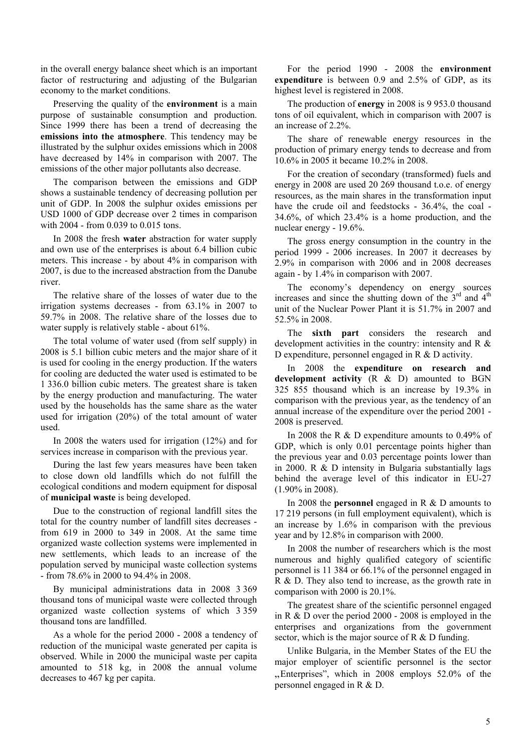in the overall energy balance sheet which is an important factor of restructuring and adjusting of the Bulgarian economy to the market conditions.

Preserving the quality of the **environment** is a main purpose of sustainable consumption and production. Since 1999 there has been a trend of decreasing the **emissions into the atmosphere**. This tendency may be illustrated by the sulphur oxides emissions which in 2008 have decreased by 14% in comparison with 2007. The emissions of the other major pollutants also decrease.

The comparison between the emissions and GDP shows a sustainable tendency of decreasing pollution per unit of GDP. In 2008 the sulphur oxides emissions per USD 1000 of GDP decrease over 2 times in comparison with 2004 - from 0.039 to 0.015 tons.

In 2008 the fresh **water** abstraction for water supply and own use of the enterprises is about 6.4 billion cubic meters. This increase - by about 4% in comparison with 2007, is due to the increased abstraction from the Danube river.

The relative share of the losses of water due to the irrigation systems decreases - from 63.1% in 2007 to 59.7% in 2008. The relative share of the losses due to water supply is relatively stable - about 61%.

The total volume of water used (from self supply) in 2008 is 5.1 billion cubic meters and the major share of it is used for cooling in the energy production. If the waters for cooling are deducted the water used is estimated to be 1 336.0 billion cubic meters. The greatest share is taken by the energy production and manufacturing. The water used by the households has the same share as the water used for irrigation (20%) of the total amount of water used.

In 2008 the waters used for irrigation (12%) and for services increase in comparison with the previous year.

During the last few years measures have been taken to close down old landfills which do not fulfill the ecological conditions and modern equipment for disposal of **municipal waste** is being developed.

Due to the construction of regional landfill sites the total for the country number of landfill sites decreases - from 619 in 2000 to 349 in 2008. At the same time organized waste collection systems were implemented in new settlements, which leads to an increase of the population served by municipal waste collection systems - from 78.6% in 2000 to 94.4% in 2008.

By municipal administrations data in 2008 3 369 thousand tons of municipal waste were collected through organized waste collection systems of which 3 359 thousand tons are landfilled.

As a whole for the period 2000 - 2008 a tendency of reduction of the municipal waste generated per capita is observed. While in 2000 the municipal waste per capita amounted to 518 kg, in 2008 the annual volume decreases to 467 kg per capita.

For the period 1990 - 2008 the **environment expenditure** is between 0.9 and 2.5% of GDP, as its highest level is registered in 2008.

The production of **energy** in 2008 is 9 953.0 thousand tons of oil equivalent, which in comparison with 2007 is an increase of 2.2%.

The share of renewable energy resources in the production of primary energy tends to decrease and from 10.6% in 2005 it became 10.2% in 2008.

For the creation of secondary (transformed) fuels and energy in 2008 are used 20 269 thousand t.o.e. of energy resources, as the main shares in the transformation input have the crude oil and feedstocks - 36.4%, the coal - 34.6%, of which 23.4% is a home production, and the nuclear energy - 19.6%.

The gross energy consumption in the country in the period 1999 - 2006 increases. In 2007 it decreases by 2.9% in comparison with 2006 and in 2008 decreases again - by 1.4% in comparison with 2007.

The economy's dependency on energy sources increases and since the shutting down of the 3rd and 4th unit of the Nuclear Power Plant it is 51.7% in 2007 and 52.5% in 2008.

The **sixth part** considers the research and development activities in the country: intensity and R & D expenditure, personnel engaged in R & D activity.

In 2008 the **expenditure on research and development activity** (R & D) amounted to BGN 325 855 thousand which is an increase by 19.3% in comparison with the previous year, as the tendency of an annual increase of the expenditure over the period 2001 - 2008 is preserved.

In 2008 the R & D expenditure amounts to 0.49% of GDP, which is only 0.01 percentage points higher than the previous year and 0.03 percentage points lower than in 2000. R & D intensity in Bulgaria substantially lags behind the average level of this indicator in EU-27 (1.90% in 2008).

In 2008 the **personnel** engaged in R & D amounts to 17 219 persons (in full employment equivalent), which is an increase by 1.6% in comparison with the previous year and by 12.8% in comparison with 2000.

In 2008 the number of researchers which is the most numerous and highly qualified category of scientific personnel is 11 384 or 66.1% of the personnel engaged in R & D. They also tend to increase, as the growth rate in comparison with 2000 is 20.1%.

The greatest share of the scientific personnel engaged in R & D over the period 2000 - 2008 is employed in the enterprises and organizations from the government sector, which is the major source of R & D funding.

Unlike Bulgaria, in the Member States of the EU the major employer of scientific personnel is the sector „Enterprises", which in 2008 employs 52.0% of the personnel engaged in R & D.